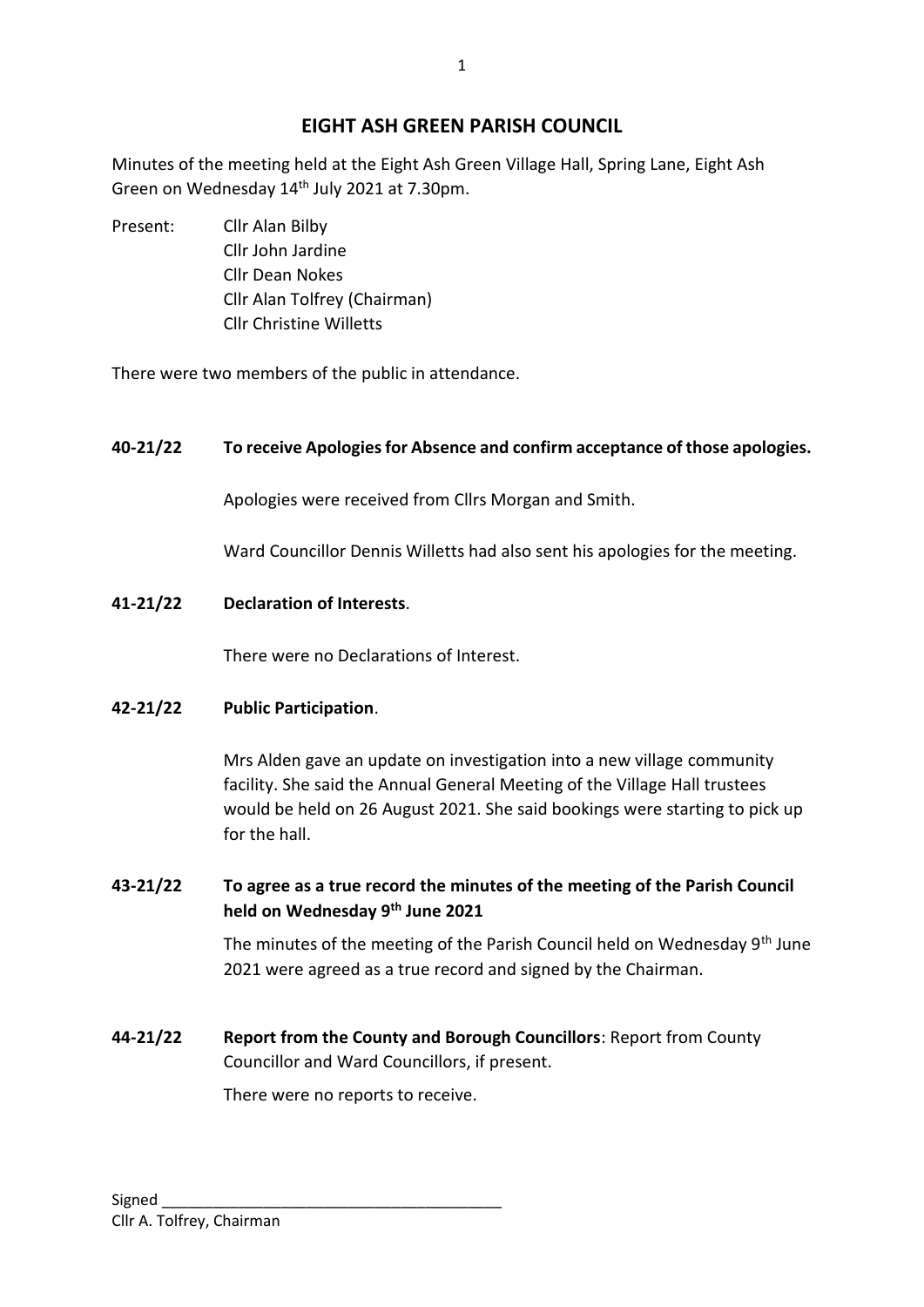# EIGHT ASH GREEN PARISH COUNCIL

Minutes of the meeting held at the Eight Ash Green Village Hall, Spring Lane, Eight Ash Green on Wednesday 14th July 2021 at 7.30pm.

Present:
- Cllr Alan Bilby
- Cllr John Jardine
- Cllr Dean Nokes
- Cllr Alan Tolfrey (Chairman)
- Cllr Christine Willetts

There were two members of the public in attendance.

**40-21/22 To receive Apologies for Absence and confirm acceptance of those apologies.**

Apologies were received from Cllrs Morgan and Smith.

Ward Councillor Dennis Willetts had also sent his apologies for the meeting.

**41-21/22 Declaration of Interests**.

There were no Declarations of Interest.

**42-21/22 Public Participation**.

Mrs Alden gave an update on investigation into a new village community facility. She said the Annual General Meeting of the Village Hall trustees would be held on 26 August 2021. She said bookings were starting to pick up for the hall.

**43-21/22 To agree as a true record the minutes of the meeting of the Parish Council held on Wednesday 9th June 2021**

The minutes of the meeting of the Parish Council held on Wednesday 9th June 2021 were agreed as a true record and signed by the Chairman.

**44-21/22 Report from the County and Borough Councillors**: Report from County Councillor and Ward Councillors, if present.

There were no reports to receive.

Signed \_\_\_\_\_\_\_\_\_\_\_\_\_\_\_\_\_\_\_\_\_\_\_\_\_\_\_\_\_\_\_\_\_\_\_\_\_\_\_\_
Cllr A. Tolfrey, Chairman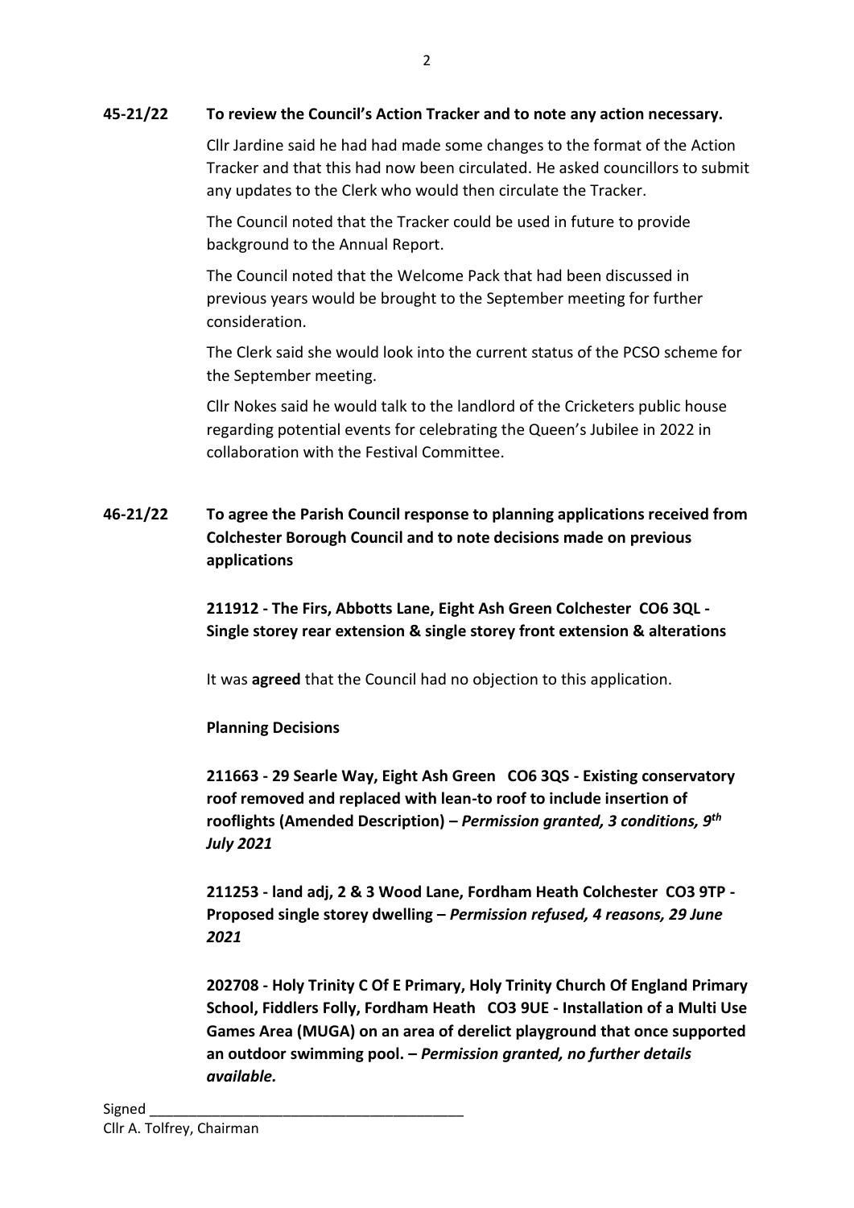**45-21/22 To review the Council's Action Tracker and to note any action necessary.**

Cllr Jardine said he had had made some changes to the format of the Action Tracker and that this had now been circulated. He asked councillors to submit any updates to the Clerk who would then circulate the Tracker.

The Council noted that the Tracker could be used in future to provide background to the Annual Report.

The Council noted that the Welcome Pack that had been discussed in previous years would be brought to the September meeting for further consideration.

The Clerk said she would look into the current status of the PCSO scheme for the September meeting.

Cllr Nokes said he would talk to the landlord of the Cricketers public house regarding potential events for celebrating the Queen's Jubilee in 2022 in collaboration with the Festival Committee.

**46-21/22 To agree the Parish Council response to planning applications received from Colchester Borough Council and to note decisions made on previous applications**

**211912 - The Firs, Abbotts Lane, Eight Ash Green Colchester CO6 3QL - Single storey rear extension & single storey front extension & alterations**

It was **agreed** that the Council had no objection to this application.

**Planning Decisions**

**211663 - 29 Searle Way, Eight Ash Green CO6 3QS - Existing conservatory roof removed and replaced with lean-to roof to include insertion of rooflights (Amended Description) –** ***Permission granted, 3 conditions, 9th July 2021***

**211253 - land adj, 2 & 3 Wood Lane, Fordham Heath Colchester CO3 9TP - Proposed single storey dwelling –** ***Permission refused, 4 reasons, 29 June 2021***

**202708 - Holy Trinity C Of E Primary, Holy Trinity Church Of England Primary School, Fiddlers Folly, Fordham Heath CO3 9UE - Installation of a Multi Use Games Area (MUGA) on an area of derelict playground that once supported an outdoor swimming pool. –** ***Permission granted, no further details available.***

Signed \_\_\_\_\_\_\_\_\_\_\_\_\_\_\_\_\_\_\_\_\_\_\_\_\_\_\_\_\_\_\_\_\_\_\_\_\_\_\_
Cllr A. Tolfrey, Chairman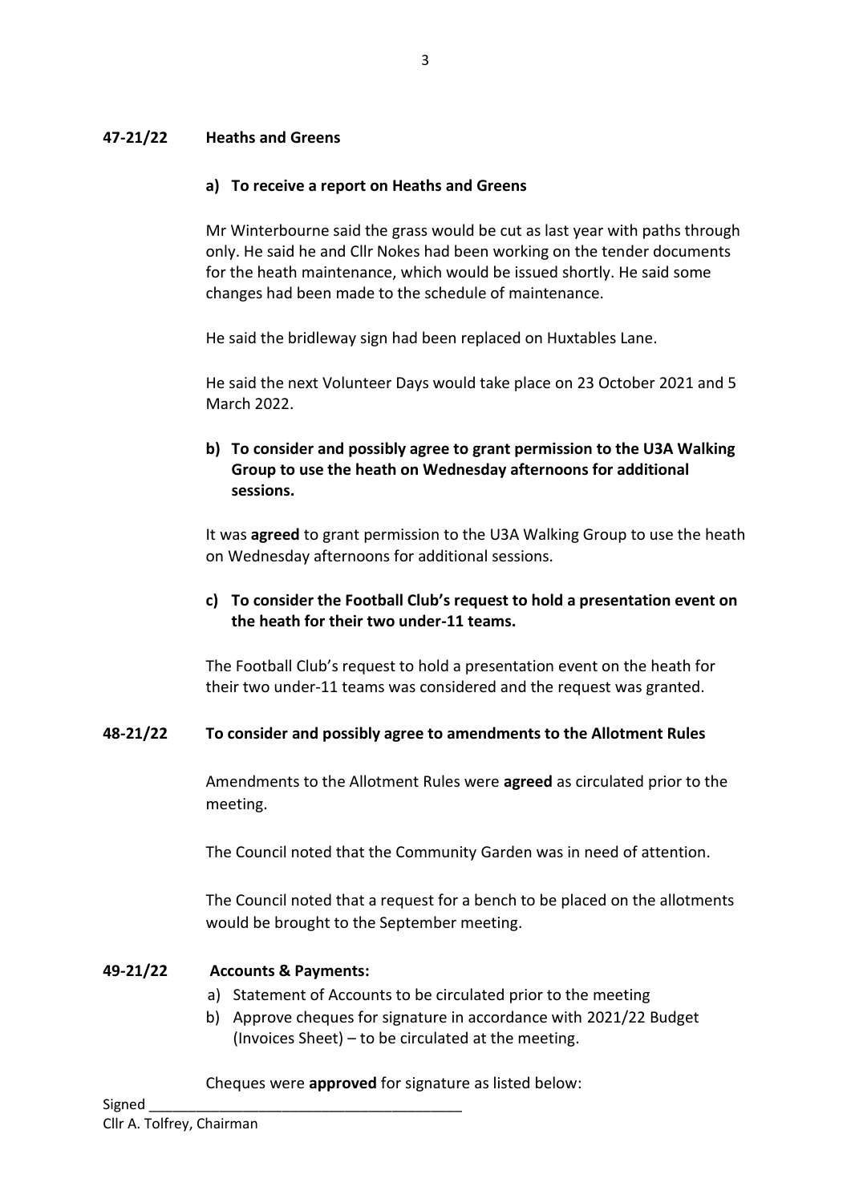**47-21/22 Heaths and Greens**

**a) To receive a report on Heaths and Greens**

Mr Winterbourne said the grass would be cut as last year with paths through only. He said he and Cllr Nokes had been working on the tender documents for the heath maintenance, which would be issued shortly. He said some changes had been made to the schedule of maintenance.

He said the bridleway sign had been replaced on Huxtables Lane.

He said the next Volunteer Days would take place on 23 October 2021 and 5 March 2022.

**b) To consider and possibly agree to grant permission to the U3A Walking Group to use the heath on Wednesday afternoons for additional sessions.**

It was **agreed** to grant permission to the U3A Walking Group to use the heath on Wednesday afternoons for additional sessions.

**c) To consider the Football Club's request to hold a presentation event on the heath for their two under-11 teams.**

The Football Club's request to hold a presentation event on the heath for their two under-11 teams was considered and the request was granted.

**48-21/22 To consider and possibly agree to amendments to the Allotment Rules**

Amendments to the Allotment Rules were **agreed** as circulated prior to the meeting.

The Council noted that the Community Garden was in need of attention.

The Council noted that a request for a bench to be placed on the allotments would be brought to the September meeting.

**49-21/22 Accounts & Payments:**

a) Statement of Accounts to be circulated prior to the meeting
b) Approve cheques for signature in accordance with 2021/22 Budget (Invoices Sheet) – to be circulated at the meeting.

Cheques were **approved** for signature as listed below:

Signed \_\_\_\_\_\_\_\_\_\_\_\_\_\_\_\_\_\_\_\_\_\_\_\_\_\_\_\_\_\_\_\_\_\_\_\_\_\_
Cllr A. Tolfrey, Chairman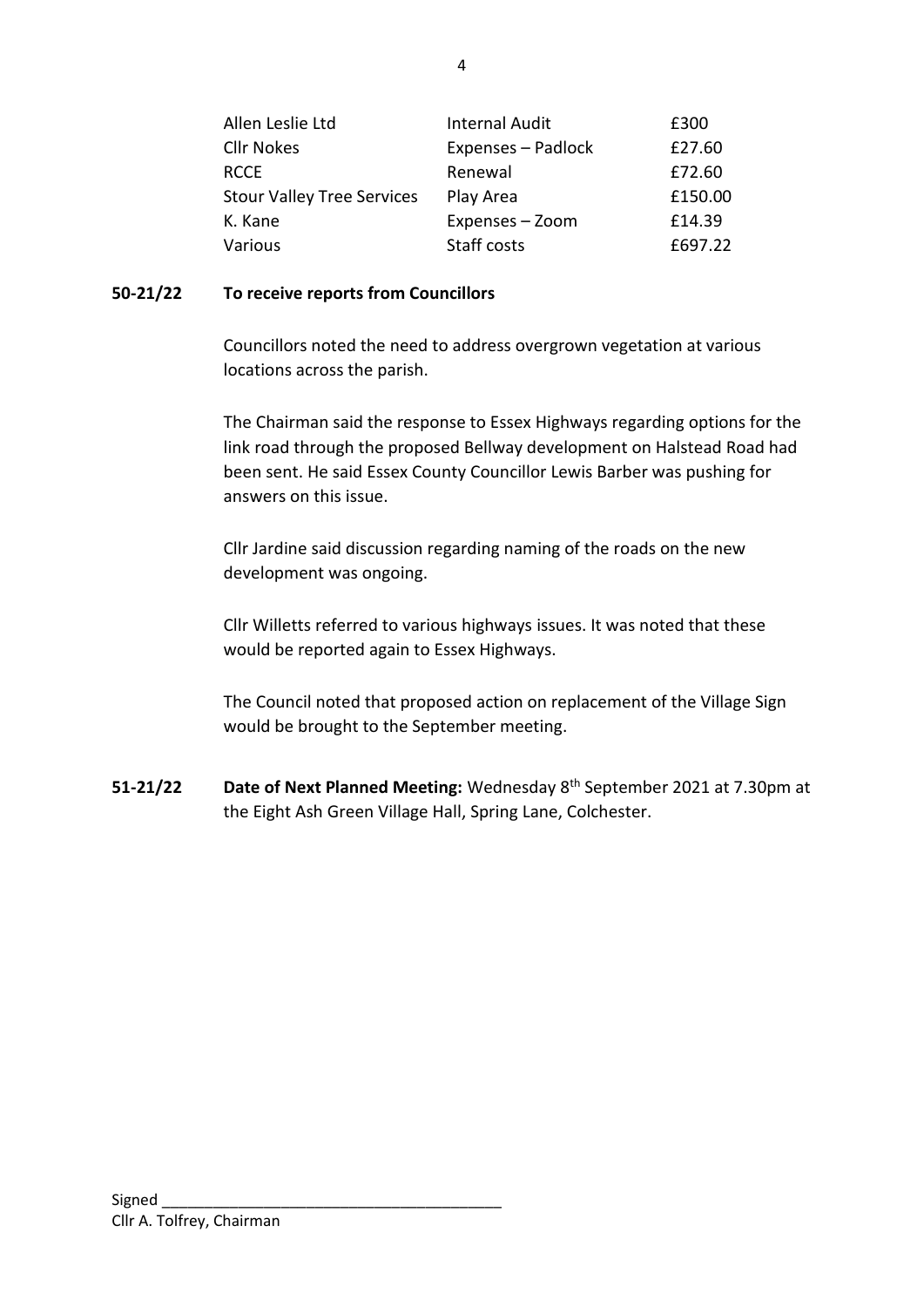| | | |
|---|---|---|
| Allen Leslie Ltd | Internal Audit | £300 |
| Cllr Nokes | Expenses – Padlock | £27.60 |
| RCCE | Renewal | £72.60 |
| Stour Valley Tree Services | Play Area | £150.00 |
| K. Kane | Expenses – Zoom | £14.39 |
| Various | Staff costs | £697.22 |

**50-21/22 To receive reports from Councillors**

Councillors noted the need to address overgrown vegetation at various locations across the parish.

The Chairman said the response to Essex Highways regarding options for the link road through the proposed Bellway development on Halstead Road had been sent. He said Essex County Councillor Lewis Barber was pushing for answers on this issue.

Cllr Jardine said discussion regarding naming of the roads on the new development was ongoing.

Cllr Willetts referred to various highways issues. It was noted that these would be reported again to Essex Highways.

The Council noted that proposed action on replacement of the Village Sign would be brought to the September meeting.

**51-21/22 Date of Next Planned Meeting:** Wednesday 8th September 2021 at 7.30pm at the Eight Ash Green Village Hall, Spring Lane, Colchester.

Signed ________________________________________
Cllr A. Tolfrey, Chairman